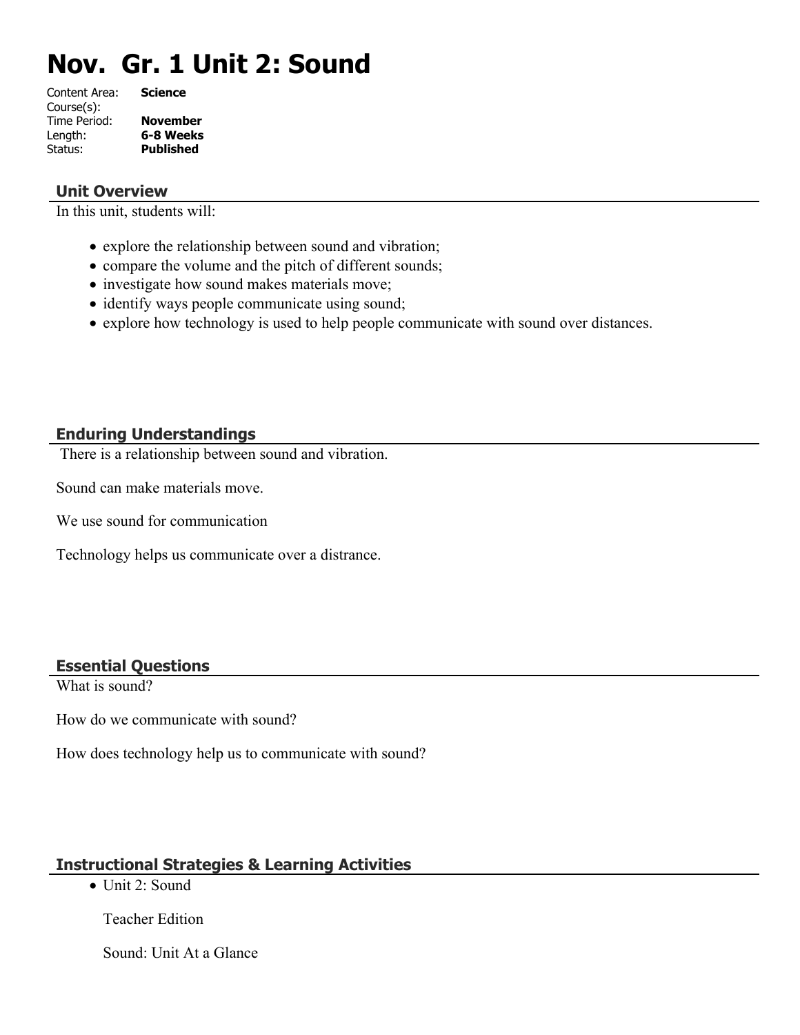# Nov.  Gr. 1 Unit 2: Sound

Content Area: **Science**
Course(s):
Time Period: **November**
Length: **6-8 Weeks**
Status: **Published**

## Unit Overview

In this unit, students will:

- explore the relationship between sound and vibration;
- compare the volume and the pitch of different sounds;
- investigate how sound makes materials move;
- identify ways people communicate using sound;
- explore how technology is used to help people communicate with sound over distances.

## Enduring Understandings

There is a relationship between sound and vibration.

Sound can make materials move.

We use sound for communication

Technology helps us communicate over a distrance.

## Essential Questions

What is sound?

How do we communicate with sound?

How does technology help us to communicate with sound?

## Instructional Strategies & Learning Activities

- Unit 2: Sound

  Teacher Edition

  Sound: Unit At a Glance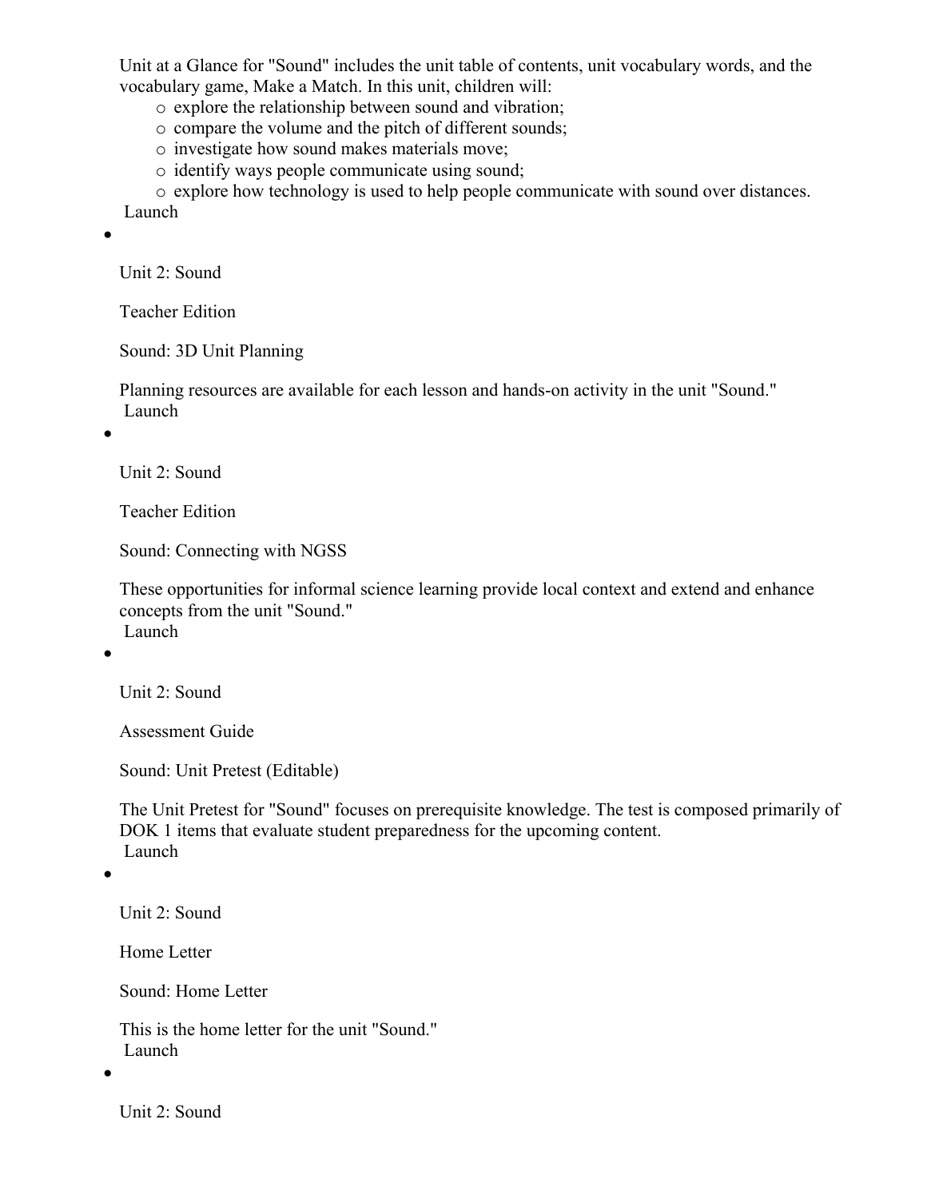Unit at a Glance for "Sound" includes the unit table of contents, unit vocabulary words, and the vocabulary game, Make a Match. In this unit, children will:

- explore the relationship between sound and vibration;
- compare the volume and the pitch of different sounds;
- investigate how sound makes materials move;
- identify ways people communicate using sound;
- explore how technology is used to help people communicate with sound over distances.

Launch

- Unit 2: Sound

  Teacher Edition

  Sound: 3D Unit Planning

  Planning resources are available for each lesson and hands-on activity in the unit "Sound."
  Launch

- Unit 2: Sound

  Teacher Edition

  Sound: Connecting with NGSS

  These opportunities for informal science learning provide local context and extend and enhance concepts from the unit "Sound."
  Launch

- Unit 2: Sound

  Assessment Guide

  Sound: Unit Pretest (Editable)

  The Unit Pretest for "Sound" focuses on prerequisite knowledge. The test is composed primarily of DOK 1 items that evaluate student preparedness for the upcoming content.
  Launch

- Unit 2: Sound

  Home Letter

  Sound: Home Letter

  This is the home letter for the unit "Sound."
  Launch

- Unit 2: Sound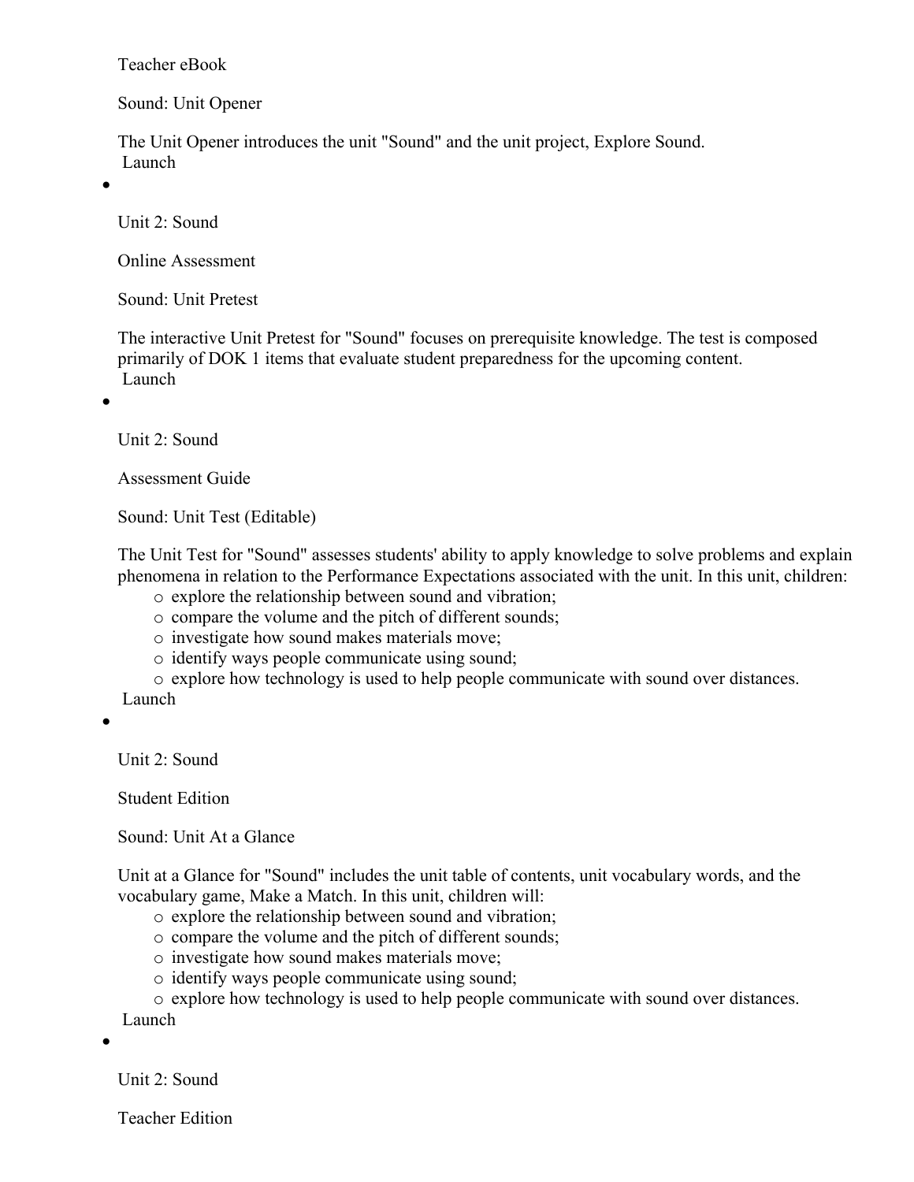Teacher eBook

Sound: Unit Opener

The Unit Opener introduces the unit "Sound" and the unit project, Explore Sound.
Launch

- Unit 2: Sound

  Online Assessment

  Sound: Unit Pretest

  The interactive Unit Pretest for "Sound" focuses on prerequisite knowledge. The test is composed primarily of DOK 1 items that evaluate student preparedness for the upcoming content.
  Launch

- Unit 2: Sound

  Assessment Guide

  Sound: Unit Test (Editable)

  The Unit Test for "Sound" assesses students' ability to apply knowledge to solve problems and explain phenomena in relation to the Performance Expectations associated with the unit. In this unit, children:
  - explore the relationship between sound and vibration;
  - compare the volume and the pitch of different sounds;
  - investigate how sound makes materials move;
  - identify ways people communicate using sound;
  - explore how technology is used to help people communicate with sound over distances.

  Launch

- Unit 2: Sound

  Student Edition

  Sound: Unit At a Glance

  Unit at a Glance for "Sound" includes the unit table of contents, unit vocabulary words, and the vocabulary game, Make a Match. In this unit, children will:
  - explore the relationship between sound and vibration;
  - compare the volume and the pitch of different sounds;
  - investigate how sound makes materials move;
  - identify ways people communicate using sound;
  - explore how technology is used to help people communicate with sound over distances.

  Launch

- Unit 2: Sound

  Teacher Edition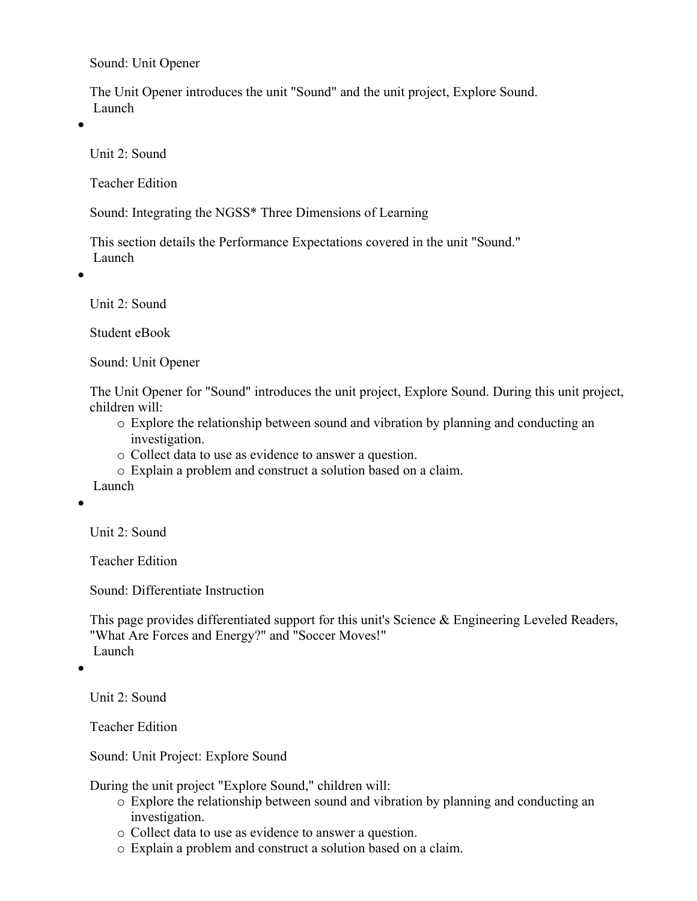Sound: Unit Opener

The Unit Opener introduces the unit "Sound" and the unit project, Explore Sound.
Launch

- Unit 2: Sound

  Teacher Edition

  Sound: Integrating the NGSS* Three Dimensions of Learning

  This section details the Performance Expectations covered in the unit "Sound."
  Launch

- Unit 2: Sound

  Student eBook

  Sound: Unit Opener

  The Unit Opener for "Sound" introduces the unit project, Explore Sound. During this unit project, children will:
  - Explore the relationship between sound and vibration by planning and conducting an investigation.
  - Collect data to use as evidence to answer a question.
  - Explain a problem and construct a solution based on a claim.

  Launch

- Unit 2: Sound

  Teacher Edition

  Sound: Differentiate Instruction

  This page provides differentiated support for this unit's Science & Engineering Leveled Readers, "What Are Forces and Energy?" and "Soccer Moves!"
  Launch

- Unit 2: Sound

  Teacher Edition

  Sound: Unit Project: Explore Sound

  During the unit project "Explore Sound," children will:
  - Explore the relationship between sound and vibration by planning and conducting an investigation.
  - Collect data to use as evidence to answer a question.
  - Explain a problem and construct a solution based on a claim.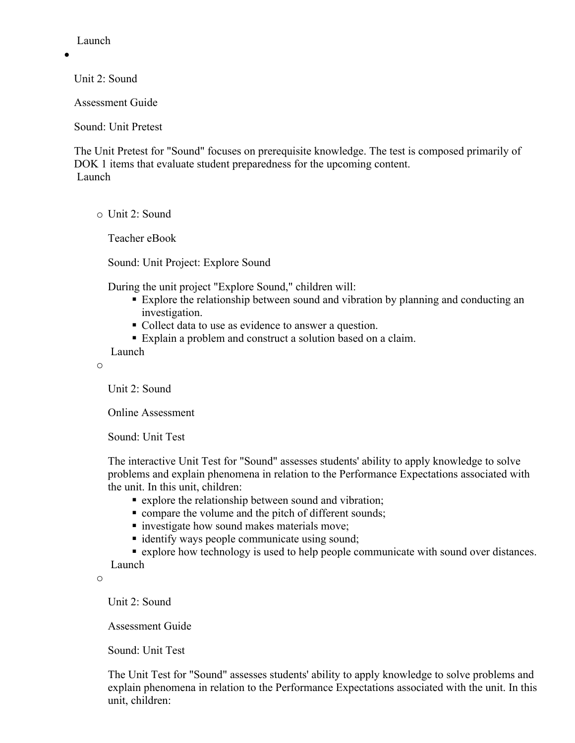Launch

- Unit 2: Sound

  Assessment Guide

  Sound: Unit Pretest

  The Unit Pretest for "Sound" focuses on prerequisite knowledge. The test is composed primarily of DOK 1 items that evaluate student preparedness for the upcoming content.
  Launch

  - Unit 2: Sound

    Teacher eBook

    Sound: Unit Project: Explore Sound

    During the unit project "Explore Sound," children will:
    - Explore the relationship between sound and vibration by planning and conducting an investigation.
    - Collect data to use as evidence to answer a question.
    - Explain a problem and construct a solution based on a claim.

    Launch

  - Unit 2: Sound

    Online Assessment

    Sound: Unit Test

    The interactive Unit Test for "Sound" assesses students' ability to apply knowledge to solve problems and explain phenomena in relation to the Performance Expectations associated with the unit. In this unit, children:
    - explore the relationship between sound and vibration;
    - compare the volume and the pitch of different sounds;
    - investigate how sound makes materials move;
    - identify ways people communicate using sound;
    - explore how technology is used to help people communicate with sound over distances.

    Launch

  - Unit 2: Sound

    Assessment Guide

    Sound: Unit Test

    The Unit Test for "Sound" assesses students' ability to apply knowledge to solve problems and explain phenomena in relation to the Performance Expectations associated with the unit. In this unit, children: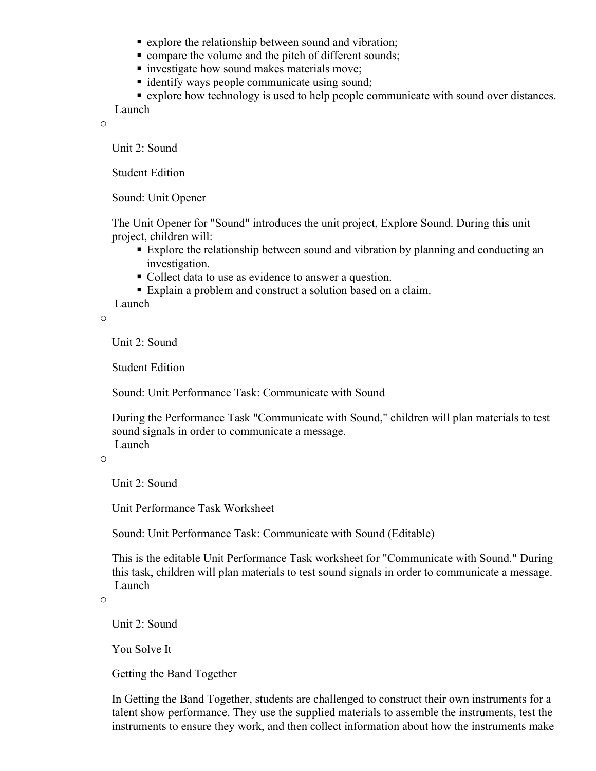- explore the relationship between sound and vibration;
- compare the volume and the pitch of different sounds;
- investigate how sound makes materials move;
- identify ways people communicate using sound;
- explore how technology is used to help people communicate with sound over distances.

Launch

- Unit 2: Sound

  Student Edition

  Sound: Unit Opener

  The Unit Opener for "Sound" introduces the unit project, Explore Sound. During this unit project, children will:

  - Explore the relationship between sound and vibration by planning and conducting an investigation.
  - Collect data to use as evidence to answer a question.
  - Explain a problem and construct a solution based on a claim.

  Launch

- Unit 2: Sound

  Student Edition

  Sound: Unit Performance Task: Communicate with Sound

  During the Performance Task "Communicate with Sound," children will plan materials to test sound signals in order to communicate a message.

  Launch

- Unit 2: Sound

  Unit Performance Task Worksheet

  Sound: Unit Performance Task: Communicate with Sound (Editable)

  This is the editable Unit Performance Task worksheet for "Communicate with Sound." During this task, children will plan materials to test sound signals in order to communicate a message.

  Launch

- Unit 2: Sound

  You Solve It

  Getting the Band Together

  In Getting the Band Together, students are challenged to construct their own instruments for a talent show performance. They use the supplied materials to assemble the instruments, test the instruments to ensure they work, and then collect information about how the instruments make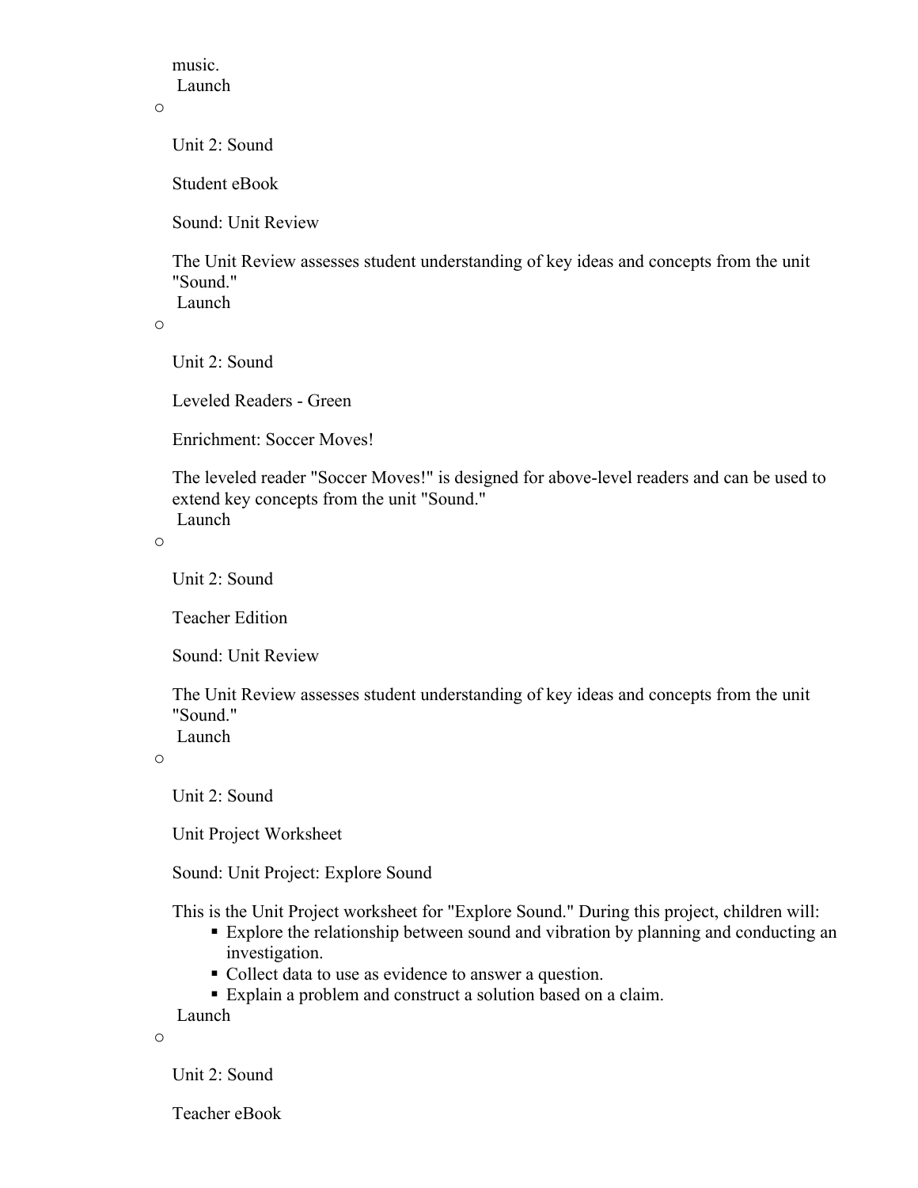music.
 Launch

- Unit 2: Sound

  Student eBook

  Sound: Unit Review

  The Unit Review assesses student understanding of key ideas and concepts from the unit "Sound."
   Launch

- Unit 2: Sound

  Leveled Readers - Green

  Enrichment: Soccer Moves!

  The leveled reader "Soccer Moves!" is designed for above-level readers and can be used to extend key concepts from the unit "Sound."
   Launch

- Unit 2: Sound

  Teacher Edition

  Sound: Unit Review

  The Unit Review assesses student understanding of key ideas and concepts from the unit "Sound."
   Launch

- Unit 2: Sound

  Unit Project Worksheet

  Sound: Unit Project: Explore Sound

  This is the Unit Project worksheet for "Explore Sound." During this project, children will:
  - Explore the relationship between sound and vibration by planning and conducting an investigation.
  - Collect data to use as evidence to answer a question.
  - Explain a problem and construct a solution based on a claim.

   Launch

- Unit 2: Sound

  Teacher eBook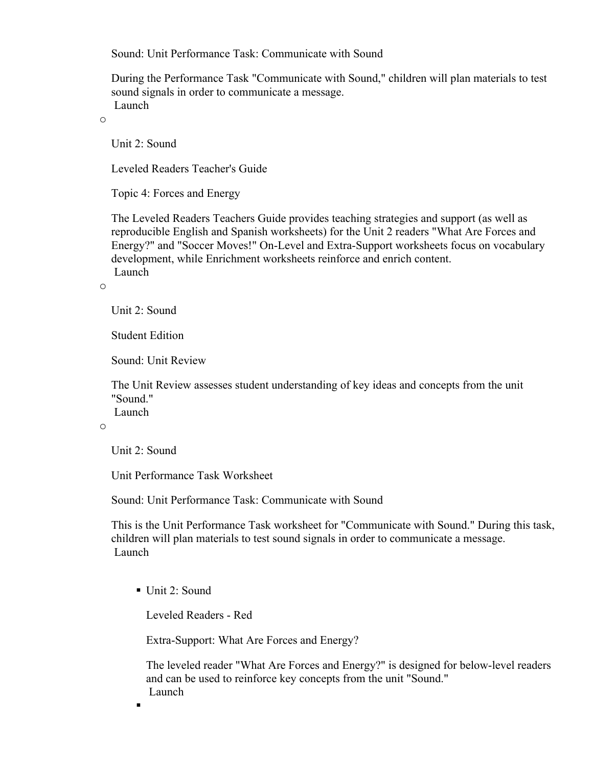Sound: Unit Performance Task: Communicate with Sound

During the Performance Task "Communicate with Sound," children will plan materials to test sound signals in order to communicate a message.
Launch

- Unit 2: Sound

  Leveled Readers Teacher's Guide

  Topic 4: Forces and Energy

  The Leveled Readers Teachers Guide provides teaching strategies and support (as well as reproducible English and Spanish worksheets) for the Unit 2 readers "What Are Forces and Energy?" and "Soccer Moves!" On-Level and Extra-Support worksheets focus on vocabulary development, while Enrichment worksheets reinforce and enrich content.
  Launch

- Unit 2: Sound

  Student Edition

  Sound: Unit Review

  The Unit Review assesses student understanding of key ideas and concepts from the unit "Sound."
  Launch

- Unit 2: Sound

  Unit Performance Task Worksheet

  Sound: Unit Performance Task: Communicate with Sound

  This is the Unit Performance Task worksheet for "Communicate with Sound." During this task, children will plan materials to test sound signals in order to communicate a message.
  Launch

  - Unit 2: Sound

    Leveled Readers - Red

    Extra-Support: What Are Forces and Energy?

    The leveled reader "What Are Forces and Energy?" is designed for below-level readers and can be used to reinforce key concepts from the unit "Sound."
    Launch

  -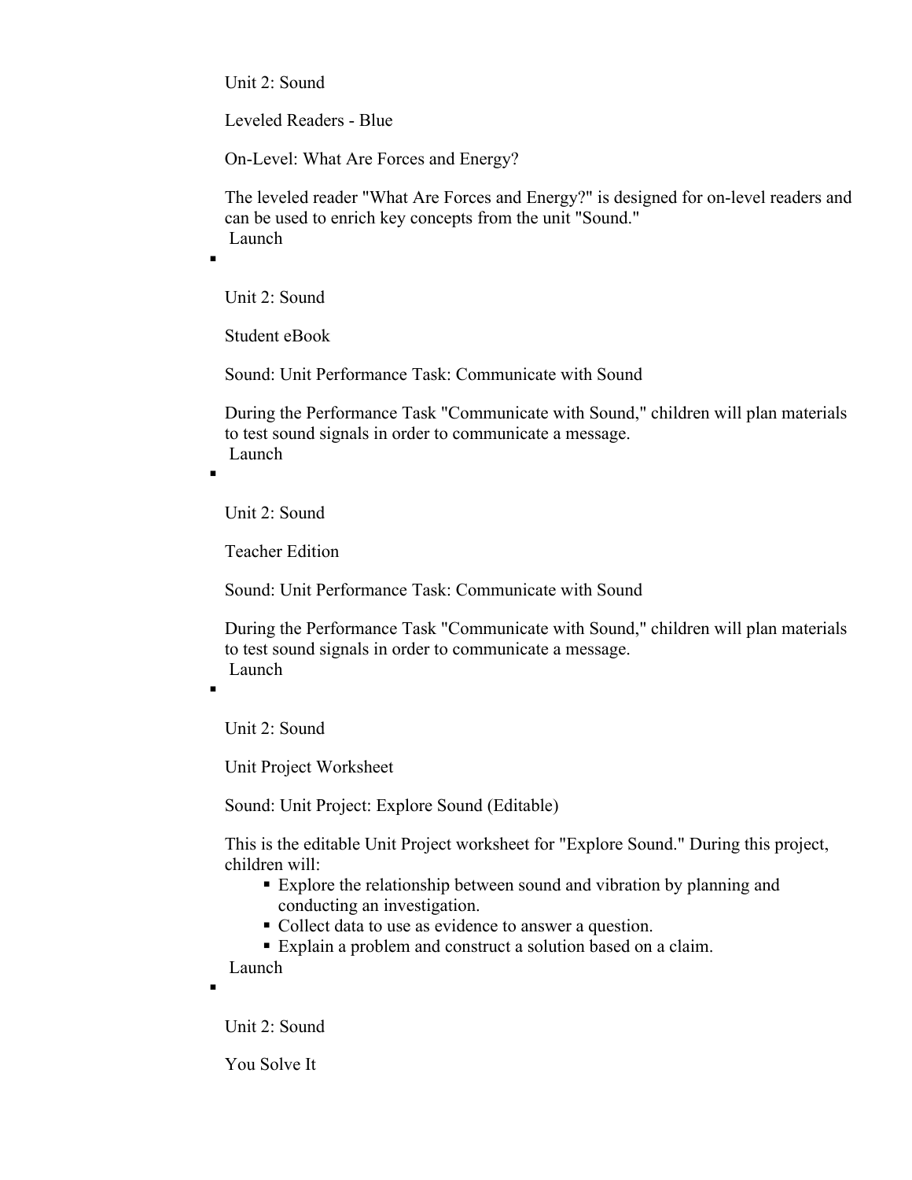Unit 2: Sound

Leveled Readers - Blue

On-Level: What Are Forces and Energy?

The leveled reader "What Are Forces and Energy?" is designed for on-level readers and can be used to enrich key concepts from the unit "Sound."
Launch

- Unit 2: Sound

  Student eBook

  Sound: Unit Performance Task: Communicate with Sound

  During the Performance Task "Communicate with Sound," children will plan materials to test sound signals in order to communicate a message.
  Launch

- Unit 2: Sound

  Teacher Edition

  Sound: Unit Performance Task: Communicate with Sound

  During the Performance Task "Communicate with Sound," children will plan materials to test sound signals in order to communicate a message.
  Launch

- Unit 2: Sound

  Unit Project Worksheet

  Sound: Unit Project: Explore Sound (Editable)

  This is the editable Unit Project worksheet for "Explore Sound." During this project, children will:
  - Explore the relationship between sound and vibration by planning and conducting an investigation.
  - Collect data to use as evidence to answer a question.
  - Explain a problem and construct a solution based on a claim.

  Launch

- Unit 2: Sound

  You Solve It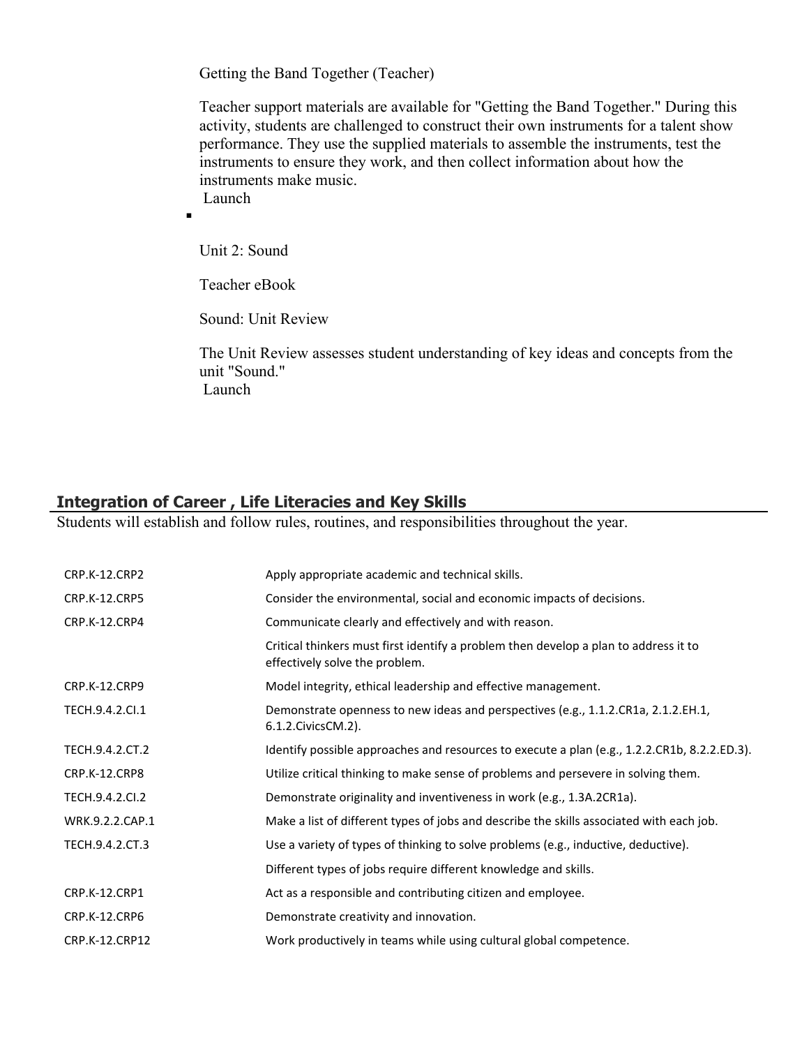Getting the Band Together (Teacher)

Teacher support materials are available for "Getting the Band Together." During this activity, students are challenged to construct their own instruments for a talent show performance. They use the supplied materials to assemble the instruments, test the instruments to ensure they work, and then collect information about how the instruments make music.
Launch

- Unit 2: Sound

  Teacher eBook

  Sound: Unit Review

  The Unit Review assesses student understanding of key ideas and concepts from the unit "Sound."
  Launch

## Integration of Career , Life Literacies and Key Skills

Students will establish and follow rules, routines, and responsibilities throughout the year.

| | |
|---|---|
| CRP.K-12.CRP2 | Apply appropriate academic and technical skills. |
| CRP.K-12.CRP5 | Consider the environmental, social and economic impacts of decisions. |
| CRP.K-12.CRP4 | Communicate clearly and effectively and with reason. |
| | Critical thinkers must first identify a problem then develop a plan to address it to effectively solve the problem. |
| CRP.K-12.CRP9 | Model integrity, ethical leadership and effective management. |
| TECH.9.4.2.CI.1 | Demonstrate openness to new ideas and perspectives (e.g., 1.1.2.CR1a, 2.1.2.EH.1, 6.1.2.CivicsCM.2). |
| TECH.9.4.2.CT.2 | Identify possible approaches and resources to execute a plan (e.g., 1.2.2.CR1b, 8.2.2.ED.3). |
| CRP.K-12.CRP8 | Utilize critical thinking to make sense of problems and persevere in solving them. |
| TECH.9.4.2.CI.2 | Demonstrate originality and inventiveness in work (e.g., 1.3A.2CR1a). |
| WRK.9.2.2.CAP.1 | Make a list of different types of jobs and describe the skills associated with each job. |
| TECH.9.4.2.CT.3 | Use a variety of types of thinking to solve problems (e.g., inductive, deductive). |
| | Different types of jobs require different knowledge and skills. |
| CRP.K-12.CRP1 | Act as a responsible and contributing citizen and employee. |
| CRP.K-12.CRP6 | Demonstrate creativity and innovation. |
| CRP.K-12.CRP12 | Work productively in teams while using cultural global competence. |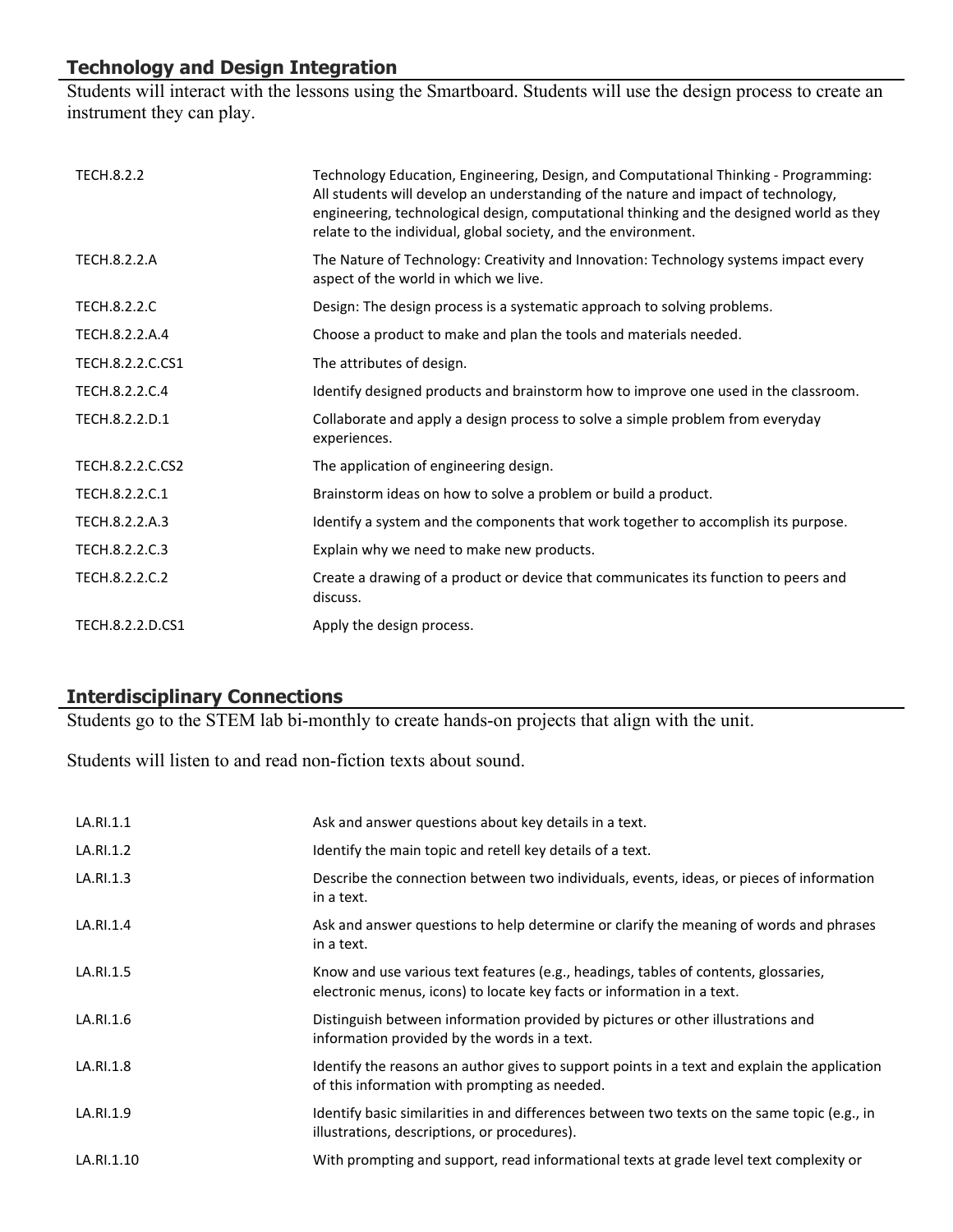## Technology and Design Integration

Students will interact with the lessons using the Smartboard. Students will use the design process to create an instrument they can play.

| | |
|---|---|
| TECH.8.2.2 | Technology Education, Engineering, Design, and Computational Thinking - Programming: All students will develop an understanding of the nature and impact of technology, engineering, technological design, computational thinking and the designed world as they relate to the individual, global society, and the environment. |
| TECH.8.2.2.A | The Nature of Technology: Creativity and Innovation: Technology systems impact every aspect of the world in which we live. |
| TECH.8.2.2.C | Design: The design process is a systematic approach to solving problems. |
| TECH.8.2.2.A.4 | Choose a product to make and plan the tools and materials needed. |
| TECH.8.2.2.C.CS1 | The attributes of design. |
| TECH.8.2.2.C.4 | Identify designed products and brainstorm how to improve one used in the classroom. |
| TECH.8.2.2.D.1 | Collaborate and apply a design process to solve a simple problem from everyday experiences. |
| TECH.8.2.2.C.CS2 | The application of engineering design. |
| TECH.8.2.2.C.1 | Brainstorm ideas on how to solve a problem or build a product. |
| TECH.8.2.2.A.3 | Identify a system and the components that work together to accomplish its purpose. |
| TECH.8.2.2.C.3 | Explain why we need to make new products. |
| TECH.8.2.2.C.2 | Create a drawing of a product or device that communicates its function to peers and discuss. |
| TECH.8.2.2.D.CS1 | Apply the design process. |

## Interdisciplinary Connections

Students go to the STEM lab bi-monthly to create hands-on projects that align with the unit.

Students will listen to and read non-fiction texts about sound.

| | |
|---|---|
| LA.RI.1.1 | Ask and answer questions about key details in a text. |
| LA.RI.1.2 | Identify the main topic and retell key details of a text. |
| LA.RI.1.3 | Describe the connection between two individuals, events, ideas, or pieces of information in a text. |
| LA.RI.1.4 | Ask and answer questions to help determine or clarify the meaning of words and phrases in a text. |
| LA.RI.1.5 | Know and use various text features (e.g., headings, tables of contents, glossaries, electronic menus, icons) to locate key facts or information in a text. |
| LA.RI.1.6 | Distinguish between information provided by pictures or other illustrations and information provided by the words in a text. |
| LA.RI.1.8 | Identify the reasons an author gives to support points in a text and explain the application of this information with prompting as needed. |
| LA.RI.1.9 | Identify basic similarities in and differences between two texts on the same topic (e.g., in illustrations, descriptions, or procedures). |
| LA.RI.1.10 | With prompting and support, read informational texts at grade level text complexity or |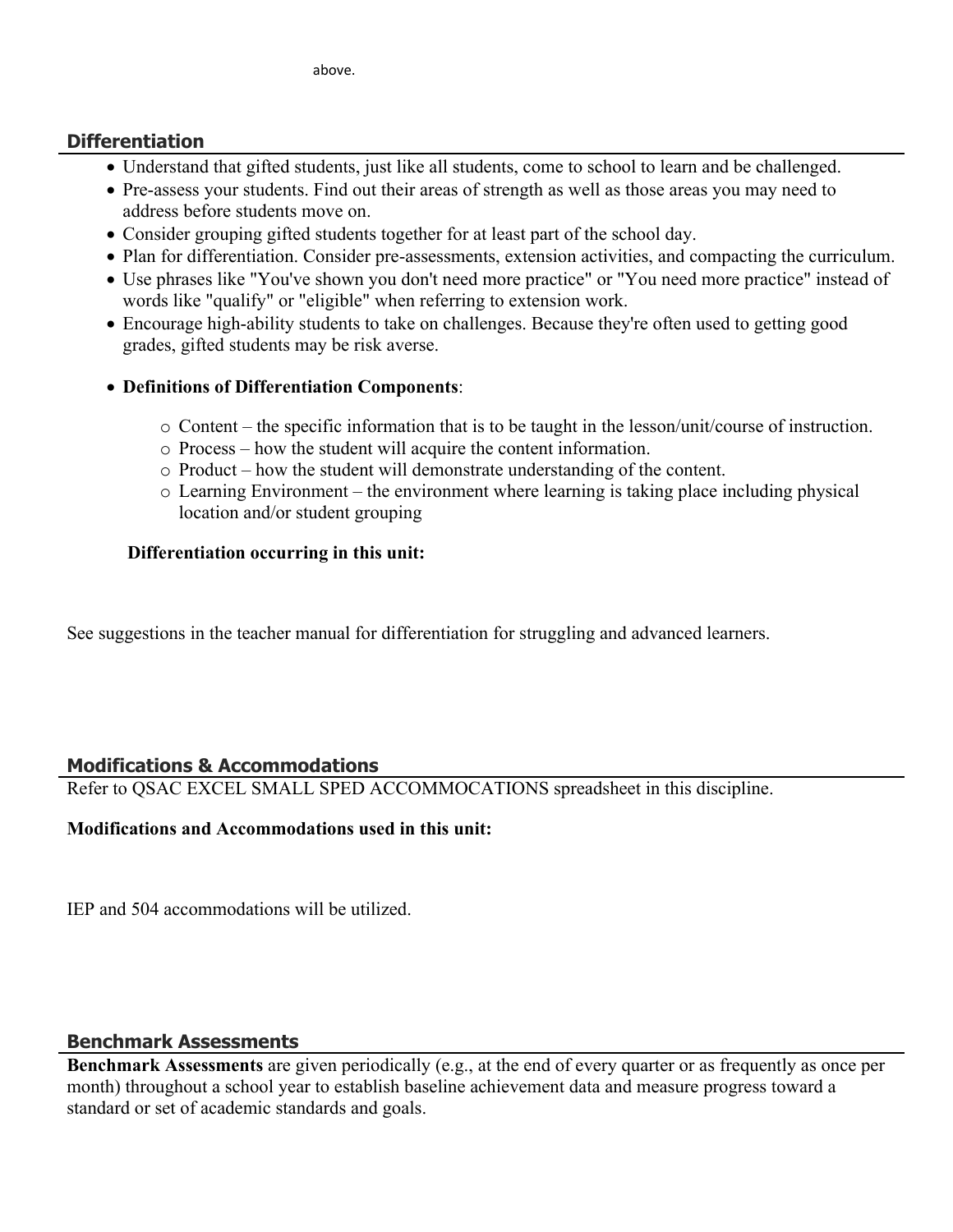above.

## Differentiation

- Understand that gifted students, just like all students, come to school to learn and be challenged.
- Pre-assess your students. Find out their areas of strength as well as those areas you may need to address before students move on.
- Consider grouping gifted students together for at least part of the school day.
- Plan for differentiation. Consider pre-assessments, extension activities, and compacting the curriculum.
- Use phrases like "You've shown you don't need more practice" or "You need more practice" instead of words like "qualify" or "eligible" when referring to extension work.
- Encourage high-ability students to take on challenges. Because they're often used to getting good grades, gifted students may be risk averse.

- **Definitions of Differentiation Components**:
  - Content – the specific information that is to be taught in the lesson/unit/course of instruction.
  - Process – how the student will acquire the content information.
  - Product – how the student will demonstrate understanding of the content.
  - Learning Environment – the environment where learning is taking place including physical location and/or student grouping

**Differentiation occurring in this unit:**

See suggestions in the teacher manual for differentiation for struggling and advanced learners.

## Modifications & Accommodations

Refer to QSAC EXCEL SMALL SPED ACCOMMOCATIONS spreadsheet in this discipline.

**Modifications and Accommodations used in this unit:**

IEP and 504 accommodations will be utilized.

## Benchmark Assessments

**Benchmark Assessments** are given periodically (e.g., at the end of every quarter or as frequently as once per month) throughout a school year to establish baseline achievement data and measure progress toward a standard or set of academic standards and goals.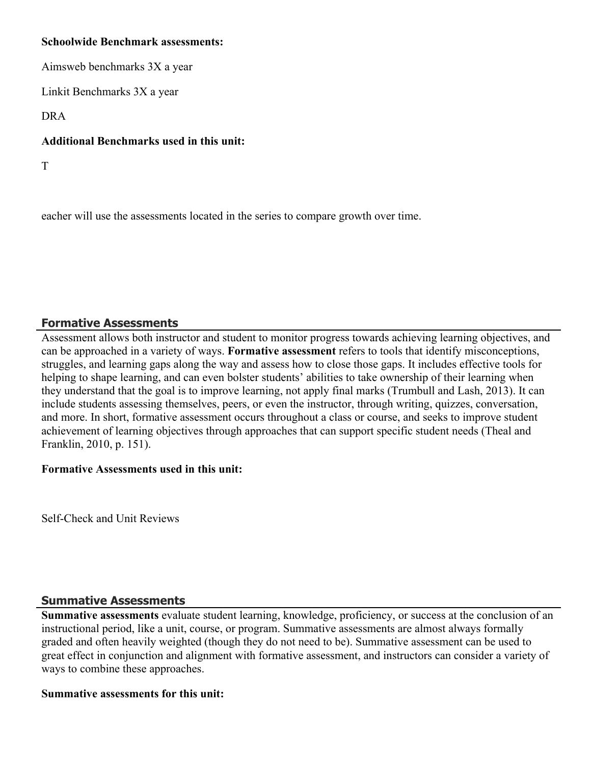**Schoolwide Benchmark assessments:**

Aimsweb benchmarks 3X a year

Linkit Benchmarks 3X a year

DRA

**Additional Benchmarks used in this unit:**

T

eacher will use the assessments located in the series to compare growth over time.

## Formative Assessments

Assessment allows both instructor and student to monitor progress towards achieving learning objectives, and can be approached in a variety of ways. **Formative assessment** refers to tools that identify misconceptions, struggles, and learning gaps along the way and assess how to close those gaps. It includes effective tools for helping to shape learning, and can even bolster students' abilities to take ownership of their learning when they understand that the goal is to improve learning, not apply final marks (Trumbull and Lash, 2013). It can include students assessing themselves, peers, or even the instructor, through writing, quizzes, conversation, and more. In short, formative assessment occurs throughout a class or course, and seeks to improve student achievement of learning objectives through approaches that can support specific student needs (Theal and Franklin, 2010, p. 151).

**Formative Assessments used in this unit:**

Self-Check and Unit Reviews

## Summative Assessments

**Summative assessments** evaluate student learning, knowledge, proficiency, or success at the conclusion of an instructional period, like a unit, course, or program. Summative assessments are almost always formally graded and often heavily weighted (though they do not need to be). Summative assessment can be used to great effect in conjunction and alignment with formative assessment, and instructors can consider a variety of ways to combine these approaches.

**Summative assessments for this unit:**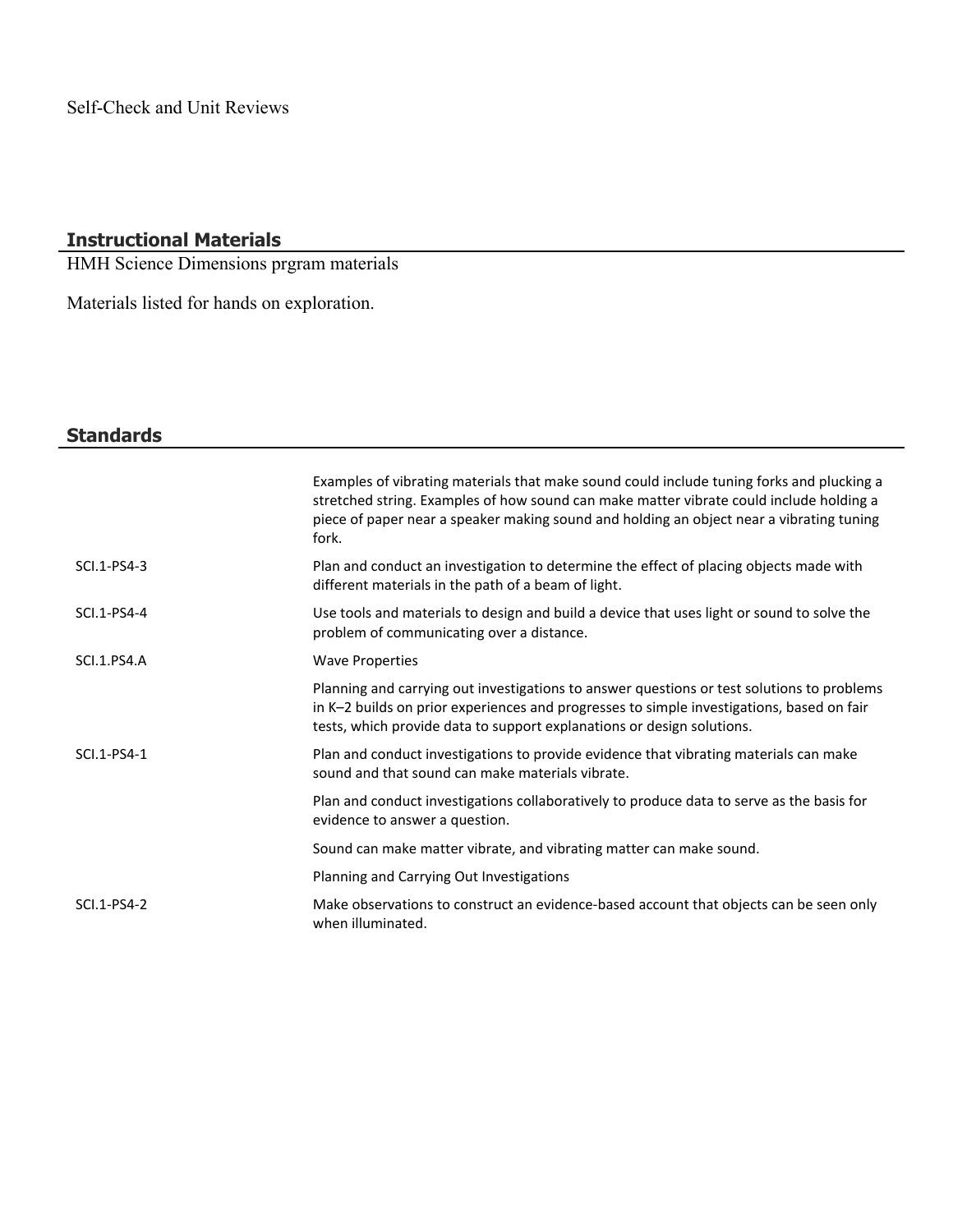Self-Check and Unit Reviews

## Instructional Materials

HMH Science Dimensions prgram materials

Materials listed for hands on exploration.

## Standards

| | |
|---|---|
| | Examples of vibrating materials that make sound could include tuning forks and plucking a stretched string. Examples of how sound can make matter vibrate could include holding a piece of paper near a speaker making sound and holding an object near a vibrating tuning fork. |
| SCI.1-PS4-3 | Plan and conduct an investigation to determine the effect of placing objects made with different materials in the path of a beam of light. |
| SCI.1-PS4-4 | Use tools and materials to design and build a device that uses light or sound to solve the problem of communicating over a distance. |
| SCI.1.PS4.A | Wave Properties |
| | Planning and carrying out investigations to answer questions or test solutions to problems in K–2 builds on prior experiences and progresses to simple investigations, based on fair tests, which provide data to support explanations or design solutions. |
| SCI.1-PS4-1 | Plan and conduct investigations to provide evidence that vibrating materials can make sound and that sound can make materials vibrate. |
| | Plan and conduct investigations collaboratively to produce data to serve as the basis for evidence to answer a question. |
| | Sound can make matter vibrate, and vibrating matter can make sound. |
| | Planning and Carrying Out Investigations |
| SCI.1-PS4-2 | Make observations to construct an evidence-based account that objects can be seen only when illuminated. |